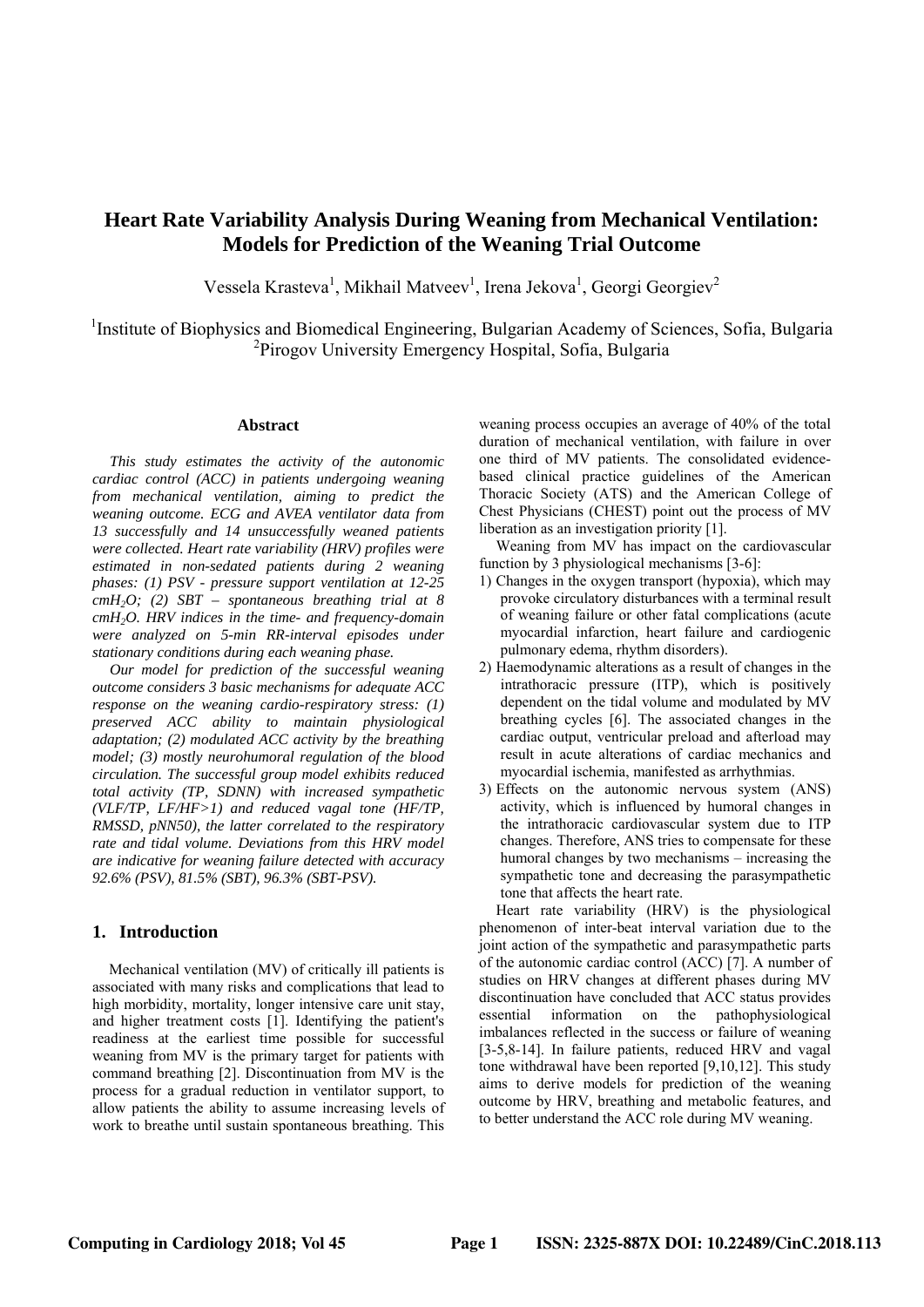# Heart Rate Variability Analysis During Weaning from Mechanical Ventilation: Models for Prediction of the Weaning Trial Outcome

Vessela Krasteva[1], Mikhail Matveev[1], Irena Jekova[1], Georgi Georgiev[2]

[1]Institute of Biophysics and Biomedical Engineering, Bulgarian Academy of Sciences, Sofia, Bulgaria
[2]Pirogov University Emergency Hospital, Sofia, Bulgaria

### Abstract

*This study estimates the activity of the autonomic cardiac control (ACC) in patients undergoing weaning from mechanical ventilation, aiming to predict the weaning outcome. ECG and AVEA ventilator data from 13 successfully and 14 unsuccessfully weaned patients were collected. Heart rate variability (HRV) profiles were estimated in non-sedated patients during 2 weaning phases: (1) PSV - pressure support ventilation at 12-25 $cmH_2O$; (2) SBT – spontaneous breathing trial at 8 $cmH_2O$. HRV indices in the time- and frequency-domain were analyzed on 5-min RR-interval episodes under stationary conditions during each weaning phase.*

*Our model for prediction of the successful weaning outcome considers 3 basic mechanisms for adequate ACC response on the weaning cardio-respiratory stress: (1) preserved ACC ability to maintain physiological adaptation; (2) modulated ACC activity by the breathing model; (3) mostly neurohumoral regulation of the blood circulation. The successful group model exhibits reduced total activity (TP, SDNN) with increased sympathetic (VLF/TP, LF/HF>1) and reduced vagal tone (HF/TP, RMSSD, pNN50), the latter correlated to the respiratory rate and tidal volume. Deviations from this HRV model are indicative for weaning failure detected with accuracy 92.6% (PSV), 81.5% (SBT), 96.3% (SBT-PSV).*

## 1. Introduction

Mechanical ventilation (MV) of critically ill patients is associated with many risks and complications that lead to high morbidity, mortality, longer intensive care unit stay, and higher treatment costs [1]. Identifying the patient's readiness at the earliest time possible for successful weaning from MV is the primary target for patients with command breathing [2]. Discontinuation from MV is the process for a gradual reduction in ventilator support, to allow patients the ability to assume increasing levels of work to breathe until sustain spontaneous breathing. This weaning process occupies an average of 40% of the total duration of mechanical ventilation, with failure in over one third of MV patients. The consolidated evidence-based clinical practice guidelines of the American Thoracic Society (ATS) and the American College of Chest Physicians (CHEST) point out the process of MV liberation as an investigation priority [1].

Weaning from MV has impact on the cardiovascular function by 3 physiological mechanisms [3-6]:

1) Changes in the oxygen transport (hypoxia), which may provoke circulatory disturbances with a terminal result of weaning failure or other fatal complications (acute myocardial infarction, heart failure and cardiogenic pulmonary edema, rhythm disorders).
2) Haemodynamic alterations as a result of changes in the intrathoracic pressure (ITP), which is positively dependent on the tidal volume and modulated by MV breathing cycles [6]. The associated changes in the cardiac output, ventricular preload and afterload may result in acute alterations of cardiac mechanics and myocardial ischemia, manifested as arrhythmias.
3) Effects on the autonomic nervous system (ANS) activity, which is influenced by humoral changes in the intrathoracic cardiovascular system due to ITP changes. Therefore, ANS tries to compensate for these humoral changes by two mechanisms – increasing the sympathetic tone and decreasing the parasympathetic tone that affects the heart rate.

Heart rate variability (HRV) is the physiological phenomenon of inter-beat interval variation due to the joint action of the sympathetic and parasympathetic parts of the autonomic cardiac control (ACC) [7]. A number of studies on HRV changes at different phases during MV discontinuation have concluded that ACC status provides essential information on the pathophysiological imbalances reflected in the success or failure of weaning [3-5,8-14]. In failure patients, reduced HRV and vagal tone withdrawal have been reported [9,10,12]. This study aims to derive models for prediction of the weaning outcome by HRV, breathing and metabolic features, and to better understand the ACC role during MV weaning.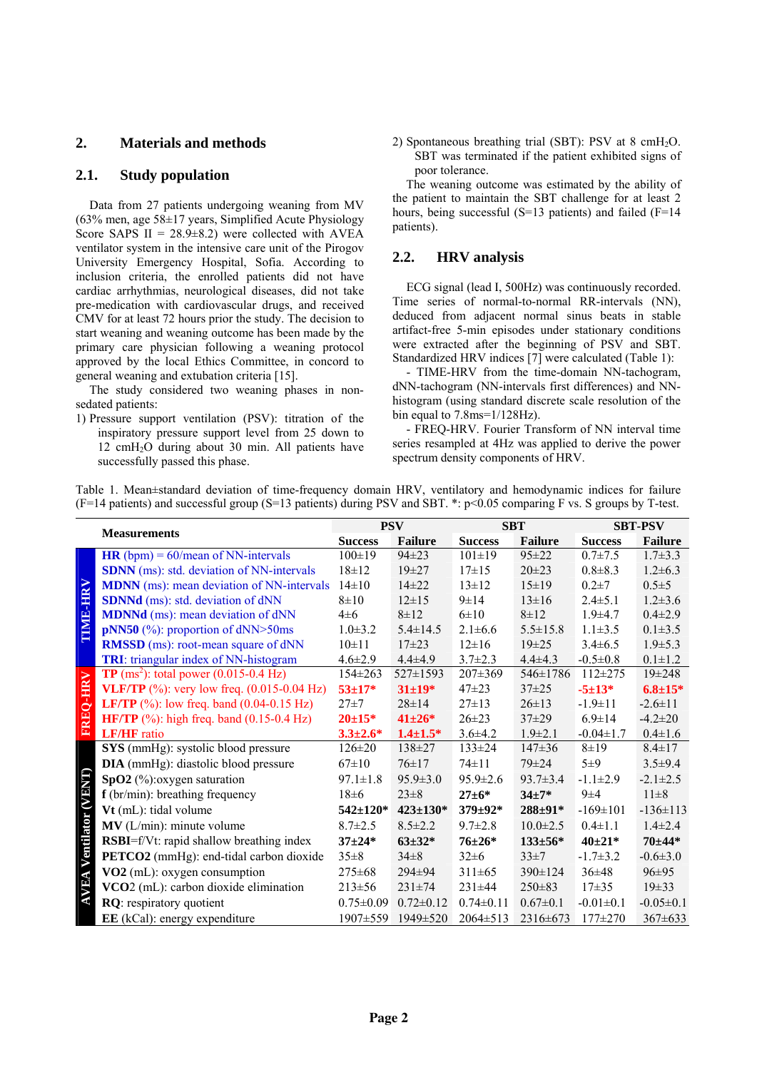## 2. Materials and methods

### 2.1. Study population

Data from 27 patients undergoing weaning from MV (63% men, age 58±17 years, Simplified Acute Physiology Score SAPS II = 28.9±8.2) were collected with AVEA ventilator system in the intensive care unit of the Pirogov University Emergency Hospital, Sofia. According to inclusion criteria, the enrolled patients did not have cardiac arrhythmias, neurological diseases, did not take pre-medication with cardiovascular drugs, and received CMV for at least 72 hours prior the study. The decision to start weaning and weaning outcome has been made by the primary care physician following a weaning protocol approved by the local Ethics Committee, in concord to general weaning and extubation criteria [15].

The study considered two weaning phases in non-sedated patients:

1) Pressure support ventilation (PSV): titration of the inspiratory pressure support level from 25 down to 12 $cmH_2O$ during about 30 min. All patients have successfully passed this phase.
2) Spontaneous breathing trial (SBT): PSV at 8 $cmH_2O$. SBT was terminated if the patient exhibited signs of poor tolerance.

The weaning outcome was estimated by the ability of the patient to maintain the SBT challenge for at least 2 hours, being successful (S=13 patients) and failed (F=14 patients).

### 2.2. HRV analysis

ECG signal (lead I, 500Hz) was continuously recorded. Time series of normal-to-normal RR-intervals (NN), deduced from adjacent normal sinus beats in stable artifact-free 5-min episodes under stationary conditions were extracted after the beginning of PSV and SBT. Standardized HRV indices [7] were calculated (Table 1):

- TIME-HRV from the time-domain NN-tachogram, dNN-tachogram (NN-intervals first differences) and NN-histogram (using standard discrete scale resolution of the bin equal to 7.8ms=1/128Hz).
- FREQ-HRV. Fourier Transform of NN interval time series resampled at 4Hz was applied to derive the power spectrum density components of HRV.

Table 1. Mean±standard deviation of time-frequency domain HRV, ventilatory and hemodynamic indices for failure (F=14 patients) and successful group (S=13 patients) during PSV and SBT. *: p<0.05 comparing F vs. S groups by T-test.

| | Measurements | PSV | | SBT | | SBT-PSV | |
|---|---|---|---|---|---|---|---|
| | | Success | Failure | Success | Failure | Success | Failure |
| TIME-HRV | **HR** (bpm) = 60/mean of NN-intervals | 100±19 | 94±23 | 101±19 | 95±22 | 0.7±7.5 | 1.7±3.3 |
| | **SDNN** (ms): std. deviation of NN-intervals | 18±12 | 19±27 | 17±15 | 20±23 | 0.8±8.3 | 1.2±6.3 |
| | **MDNN** (ms): mean deviation of NN-intervals | 14±10 | 14±22 | 13±12 | 15±19 | 0.2±7 | 0.5±5 |
| | **SDNNd** (ms): std. deviation of dNN | 8±10 | 12±15 | 9±14 | 13±16 | 2.4±5.1 | 1.2±3.6 |
| | **MDNNd** (ms): mean deviation of dNN | 4±6 | 8±12 | 6±10 | 8±12 | 1.9±4.7 | 0.4±2.9 |
| | **pNN50** (%): proportion of dNN>50ms | 1.0±3.2 | 5.4±14.5 | 2.1±6.6 | 5.5±15.8 | 1.1±3.5 | 0.1±3.5 |
| | **RMSSD** (ms): root-mean square of dNN | 10±11 | 17±23 | 12±16 | 19±25 | 3.4±6.5 | 1.9±5.3 |
| | **TRI**: triangular index of NN-histogram | 4.6±2.9 | 4.4±4.9 | 3.7±2.3 | 4.4±4.3 | -0.5±0.8 | 0.1±1.2 |
| FREQ-HRV | **TP** ($ms^2$): total power (0.015-0.4 Hz) | 154±263 | 527±1593 | 207±369 | 546±1786 | 112±275 | 19±248 |
| | **VLF/TP** (%): very low freq. (0.015-0.04 Hz) | **53±17*** | **31±19*** | 47±23 | 37±25 | **-5±13*** | **6.8±15*** |
| | **LF/TP** (%): low freq. band (0.04-0.15 Hz) | 27±7 | 28±14 | 27±13 | 26±13 | -1.9±11 | -2.6±11 |
| | **HF/TP** (%): high freq. band (0.15-0.4 Hz) | **20±15*** | **41±26*** | 26±23 | 37±29 | 6.9±14 | -4.2±20 |
| | **LF/HF** ratio | **3.3±2.6*** | **1.4±1.5*** | 3.6±4.2 | 1.9±2.1 | -0.04±1.7 | 0.4±1.6 |
| AVEA Ventilator (VENT) | **SYS** (mmHg): systolic blood pressure | 126±20 | 138±27 | 133±24 | 147±36 | 8±19 | 8.4±17 |
| | **DIA** (mmHg): diastolic blood pressure | 67±10 | 76±17 | 74±11 | 79±24 | 5±9 | 3.5±9.4 |
| | **SpO2** (%):oxygen saturation | 97.1±1.8 | 95.9±3.0 | 95.9±2.6 | 93.7±3.4 | -1.1±2.9 | -2.1±2.5 |
| | **f** (br/min): breathing frequency | 18±6 | 23±8 | **27±6*** | **34±7*** | 9±4 | 11±8 |
| | **Vt** (mL): tidal volume | **542±120*** | **423±130*** | **379±92*** | **288±91*** | -169±101 | -136±113 |
| | **MV** (L/min): minute volume | 8.7±2.5 | 8.5±2.2 | 9.7±2.8 | 10.0±2.5 | 0.4±1.1 | 1.4±2.4 |
| | **RSBI**=f/Vt: rapid shallow breathing index | **37±24*** | **63±32*** | **76±26*** | **133±56*** | **40±21*** | **70±44*** |
| | **PETCO2** (mmHg): end-tidal carbon dioxide | 35±8 | 34±8 | 32±6 | 33±7 | -1.7±3.2 | -0.6±3.0 |
| | **VO2** (mL): oxygen consumption | 275±68 | 294±94 | 311±65 | 390±124 | 36±48 | 96±95 |
| | **VCO2** (mL): carbon dioxide elimination | 213±56 | 231±74 | 231±44 | 250±83 | 17±35 | 19±33 |
| | **RQ**: respiratory quotient | 0.75±0.09 | 0.72±0.12 | 0.74±0.11 | 0.67±0.1 | -0.01±0.1 | -0.05±0.1 |
| | **EE** (kCal): energy expenditure | 1907±559 | 1949±520 | 2064±513 | 2316±673 | 177±270 | 367±633 |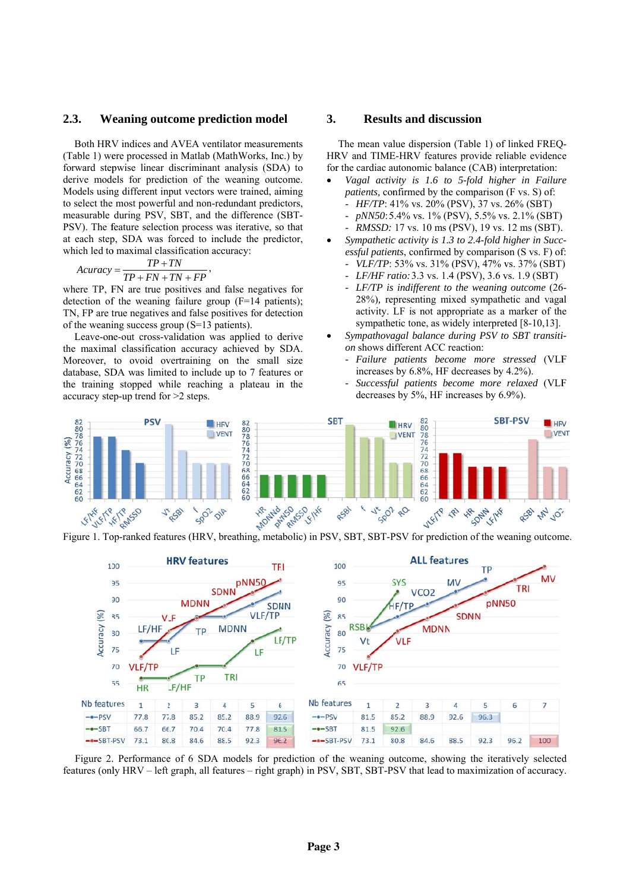## 2.3. Weaning outcome prediction model

Both HRV indices and AVEA ventilator measurements (Table 1) were processed in Matlab (MathWorks, Inc.) by forward stepwise linear discriminant analysis (SDA) to derive models for prediction of the weaning outcome. Models using different input vectors were trained, aiming to select the most powerful and non-redundant predictors, measurable during PSV, SBT, and the difference (SBT-PSV). The feature selection process was iterative, so that at each step, SDA was forced to include the predictor, which led to maximal classification accuracy:

$$Acuracy = \frac{TP + TN}{TP + FN + TN + FP},$$

where TP, FN are true positives and false negatives for detection of the weaning failure group (F=14 patients); TN, FP are true negatives and false positives for detection of the weaning success group (S=13 patients).

Leave-one-out cross-validation was applied to derive the maximal classification accuracy achieved by SDA. Moreover, to ovoid overtraining on the small size database, SDA was limited to include up to 7 features or the training stopped while reaching a plateau in the accuracy step-up trend for >2 steps.

## 3. Results and discussion

The mean value dispersion (Table 1) of linked FREQ-HRV and TIME-HRV features provide reliable evidence for the cardiac autonomic balance (CAB) interpretation:

- *Vagal activity is 1.6 to 5-fold higher in Failure patients,* confirmed by the comparison (F vs. S) of:
  - *HF/TP*: 41% vs. 20% (PSV), 37 vs. 26% (SBT)
  - *pNN50*: 5.4% vs. 1% (PSV), 5.5% vs. 2.1% (SBT)
  - *RMSSD:* 17 vs. 10 ms (PSV), 19 vs. 12 ms (SBT).
- *Sympathetic activity is 1.3 to 2.4-fold higher in Successful patients*, confirmed by comparison (S vs. F) of:
  - *VLF/TP*: 53% vs. 31% (PSV), 47% vs. 37% (SBT)
  - *LF/HF ratio:* 3.3 vs. 1.4 (PSV), 3.6 vs. 1.9 (SBT)
  - *LF/TP is indifferent to the weaning outcome* (26-28%), representing mixed sympathetic and vagal activity. LF is not appropriate as a marker of the sympathetic tone, as widely interpreted [8-10,13].
- *Sympathovagal balance during PSV to SBT transition* shows different ACC reaction:
  - *Failure patients become more stressed* (VLF increases by 6.8%, HF decreases by 4.2%).
  - *Successful patients become more relaxed* (VLF decreases by 5%, HF increases by 6.9%).

Figure 1. Top-ranked features (HRV, breathing, metabolic) in PSV, SBT, SBT-PSV for prediction of the weaning outcome.

| Nb features (HRV features) | 1 | 2 | 3 | 4 | 5 | 6 |
|---|---|---|---|---|---|---|
| PSV | 77.8 | 77.8 | 85.2 | 85.2 | 88.9 | 92.6 |
| SBT | 66.7 | 66.7 | 70.4 | 70.4 | 77.8 | 81.5 |
| SBT-PSV | 73.1 | 80.8 | 84.6 | 88.5 | 92.3 | 96.2 |

| Nb features (ALL features) | 1 | 2 | 3 | 4 | 5 | 6 | 7 |
|---|---|---|---|---|---|---|---|
| PSV | 81.5 | 85.2 | 88.9 | 92.6 | 96.3 | | |
| SBT | 81.5 | 92.6 | | | | | |
| SBT-PSV | 73.1 | 80.8 | 84.6 | 88.5 | 92.3 | 96.2 | 100 |

Figure 2. Performance of 6 SDA models for prediction of the weaning outcome, showing the iteratively selected features (only HRV – left graph, all features – right graph) in PSV, SBT, SBT-PSV that lead to maximization of accuracy.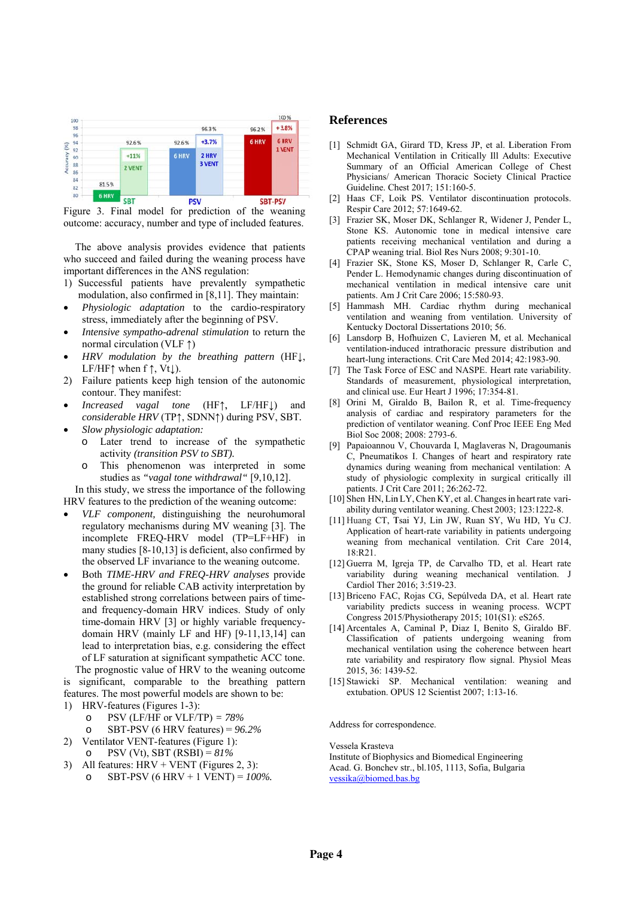100
98
96
94
92
90
88
86
84
82
80
Accuracy (%)

81.5%
6 HRV
92.6%
+11%
2 VENT
SBT

92.6%
6 HRV
96.3%
+3.7%
2 HRV
3 VENT
PSV

96.2%
6 HRV
100%
+3.8%
6 HRV
1 VENT
SBT-PSV

Figure 3. Final model for prediction of the weaning outcome: accuracy, number and type of included features.

The above analysis provides evidence that patients who succeed and failed during the weaning process have important differences in the ANS regulation:

1) Successful patients have prevalently sympathetic modulation, also confirmed in [8,11]. They maintain:
   - *Physiologic adaptation* to the cardio-respiratory stress, immediately after the beginning of PSV.
   - *Intensive sympatho-adrenal stimulation* to return the normal circulation (VLF ↑)
   - *HRV modulation by the breathing pattern* (HF↓, LF/HF↑ when f ↑, Vt↓).
2) Failure patients keep high tension of the autonomic contour. They manifest:
   - *Increased vagal tone* (HF↑, LF/HF↓) and *considerable HRV* (TP↑, SDNN↑) during PSV, SBT.
   - *Slow physiologic adaptation:*
     - Later trend to increase of the sympathetic activity *(transition PSV to SBT).*
     - This phenomenon was interpreted in some studies as *"vagal tone withdrawal"* [9,10,12].

In this study, we stress the importance of the following HRV features to the prediction of the weaning outcome:

- *VLF component,* distinguishing the neurohumoral regulatory mechanisms during MV weaning [3]. The incomplete FREQ-HRV model (TP=LF+HF) in many studies [8-10,13] is deficient, also confirmed by the observed LF invariance to the weaning outcome.
- Both *TIME-HRV and FREQ-HRV analyses* provide the ground for reliable CAB activity interpretation by established strong correlations between pairs of time- and frequency-domain HRV indices. Study of only time-domain HRV [3] or highly variable frequency-domain HRV (mainly LF and HF) [9-11,13,14] can lead to interpretation bias, e.g. considering the effect of LF saturation at significant sympathetic ACC tone.

The prognostic value of HRV to the weaning outcome is significant, comparable to the breathing pattern features. The most powerful models are shown to be:

1) HRV-features (Figures 1-3):
   - PSV (LF/HF or VLF/TP) = *78%*
   - SBT-PSV (6 HRV features) = *96.2%*
2) Ventilator VENT-features (Figure 1):
   - PSV (Vt), SBT (RSBI) = *81%*
3) All features: HRV + VENT (Figures 2, 3):
   - SBT-PSV (6 HRV + 1 VENT) = *100%.*

## References

[1] Schmidt GA, Girard TD, Kress JP, et al. Liberation From Mechanical Ventilation in Critically Ill Adults: Executive Summary of an Official American College of Chest Physicians/ American Thoracic Society Clinical Practice Guideline. Chest 2017; 151:160-5.

[2] Haas CF, Loik PS. Ventilator discontinuation protocols. Respir Care 2012; 57:1649-62.

[3] Frazier SK, Moser DK, Schlanger R, Widener J, Pender L, Stone KS. Autonomic tone in medical intensive care patients receiving mechanical ventilation and during a CPAP weaning trial. Biol Res Nurs 2008; 9:301-10.

[4] Frazier SK, Stone KS, Moser D, Schlanger R, Carle C, Pender L. Hemodynamic changes during discontinuation of mechanical ventilation in medical intensive care unit patients. Am J Crit Care 2006; 15:580-93.

[5] Hammash MH. Cardiac rhythm during mechanical ventilation and weaning from ventilation. University of Kentucky Doctoral Dissertations 2010; 56.

[6] Lansdorp B, Hofhuizen C, Lavieren M, et al. Mechanical ventilation-induced intrathoracic pressure distribution and heart-lung interactions. Crit Care Med 2014; 42:1983-90.

[7] The Task Force of ESC and NASPE. Heart rate variability. Standards of measurement, physiological interpretation, and clinical use. Eur Heart J 1996; 17:354-81.

[8] Orini M, Giraldo B, Bailon R, et al. Time-frequency analysis of cardiac and respiratory parameters for the prediction of ventilator weaning. Conf Proc IEEE Eng Med Biol Soc 2008; 2008: 2793-6.

[9] Papaioannou V, Chouvarda I, Maglaveras N, Dragoumanis C, Pneumatikos I. Changes of heart and respiratory rate dynamics during weaning from mechanical ventilation: A study of physiologic complexity in surgical critically ill patients. J Crit Care 2011; 26:262-72.

[10] Shen HN, Lin LY, Chen KY, et al. Changes in heart rate variability during ventilator weaning. Chest 2003; 123:1222-8.

[11] Huang CT, Tsai YJ, Lin JW, Ruan SY, Wu HD, Yu CJ. Application of heart-rate variability in patients undergoing weaning from mechanical ventilation. Crit Care 2014, 18:R21.

[12] Guerra M, Igreja TP, de Carvalho TD, et al. Heart rate variability during weaning mechanical ventilation. J Cardiol Ther 2016; 3:519-23.

[13] Briceno FAC, Rojas CG, Sepúlveda DA, et al. Heart rate variability predicts success in weaning process. WCPT Congress 2015/Physiotherapy 2015; 101(S1): eS265.

[14] Arcentales A, Caminal P, Diaz I, Benito S, Giraldo BF. Classification of patients undergoing weaning from mechanical ventilation using the coherence between heart rate variability and respiratory flow signal. Physiol Meas 2015, 36: 1439-52.

[15] Stawicki SP. Mechanical ventilation: weaning and extubation. OPUS 12 Scientist 2007; 1:13-16.

Address for correspondence.

Vessela Krasteva
Institute of Biophysics and Biomedical Engineering
Acad. G. Bonchev str., bl.105, 1113, Sofia, Bulgaria
vessika@biomed.bas.bg